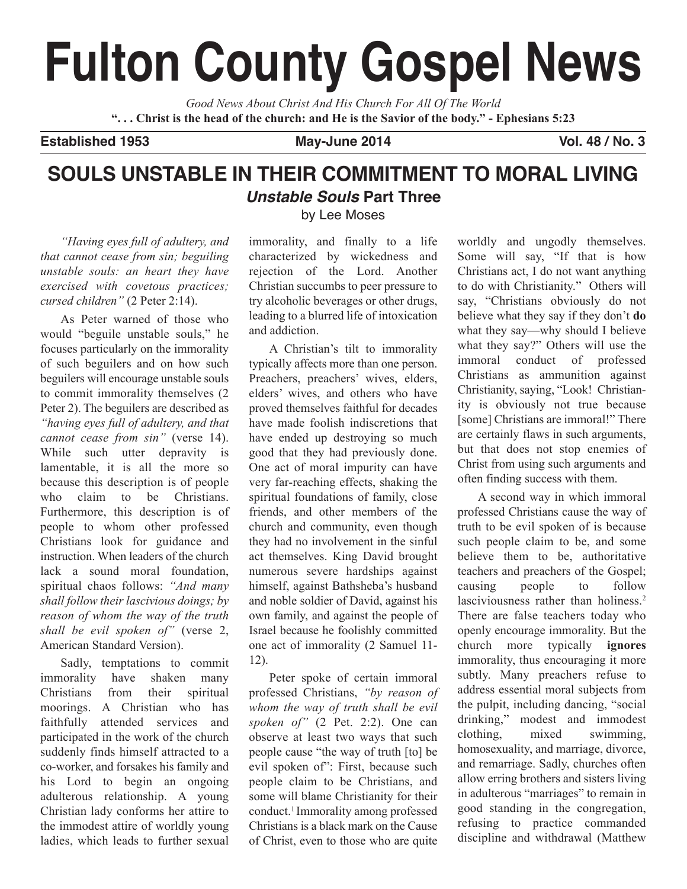# Fulton County Gospel News

*Good News About Christ And His Church For All Of The World*

**". . . Christ is the head of the church: and He is the Savior of the body." - Ephesians 5:23**

**Established 1953** | **May-June 2014** | **Vol. 48 / No. 3**

## SOULS UNSTABLE IN THEIR COMMITMENT TO MORAL LIVING

### *Unstable Souls* Part Three

by Lee Moses

*"Having eyes full of adultery, and that cannot cease from sin; beguiling unstable souls: an heart they have exercised with covetous practices; cursed children"* (2 Peter 2:14).

As Peter warned of those who would "beguile unstable souls," he focuses particularly on the immorality of such beguilers and on how such beguilers will encourage unstable souls to commit immorality themselves (2 Peter 2). The beguilers are described as *"having eyes full of adultery, and that cannot cease from sin"* (verse 14). While such utter depravity is lamentable, it is all the more so because this description is of people who claim to be Christians. Furthermore, this description is of people to whom other professed Christians look for guidance and instruction. When leaders of the church lack a sound moral foundation, spiritual chaos follows: *"And many shall follow their lascivious doings; by reason of whom the way of the truth shall be evil spoken of"* (verse 2, American Standard Version).

Sadly, temptations to commit immorality have shaken many Christians from their spiritual moorings. A Christian who has faithfully attended services and participated in the work of the church suddenly finds himself attracted to a co-worker, and forsakes his family and his Lord to begin an ongoing adulterous relationship. A young Christian lady conforms her attire to the immodest attire of worldly young ladies, which leads to further sexual immorality, and finally to a life characterized by wickedness and rejection of the Lord. Another Christian succumbs to peer pressure to try alcoholic beverages or other drugs, leading to a blurred life of intoxication and addiction.

A Christian's tilt to immorality typically affects more than one person. Preachers, preachers' wives, elders, elders' wives, and others who have proved themselves faithful for decades have made foolish indiscretions that have ended up destroying so much good that they had previously done. One act of moral impurity can have very far-reaching effects, shaking the spiritual foundations of family, close friends, and other members of the church and community, even though they had no involvement in the sinful act themselves. King David brought numerous severe hardships against himself, against Bathsheba's husband and noble soldier of David, against his own family, and against the people of Israel because he foolishly committed one act of immorality (2 Samuel 11-12).

Peter spoke of certain immoral professed Christians, *"by reason of whom the way of truth shall be evil spoken of"* (2 Pet. 2:2). One can observe at least two ways that such people cause "the way of truth [to] be evil spoken of": First, because such people claim to be Christians, and some will blame Christianity for their conduct.[1] Immorality among professed Christians is a black mark on the Cause of Christ, even to those who are quite worldly and ungodly themselves. Some will say, "If that is how Christians act, I do not want anything to do with Christianity." Others will say, "Christians obviously do not believe what they say if they don't **do** what they say—why should I believe what they say?" Others will use the immoral conduct of professed Christians as ammunition against Christianity, saying, "Look! Christianity is obviously not true because [some] Christians are immoral!" There are certainly flaws in such arguments, but that does not stop enemies of Christ from using such arguments and often finding success with them.

A second way in which immoral professed Christians cause the way of truth to be evil spoken of is because such people claim to be, and some believe them to be, authoritative teachers and preachers of the Gospel; causing people to follow lasciviousness rather than holiness.[2] There are false teachers today who openly encourage immorality. But the church more typically **ignores** immorality, thus encouraging it more subtly. Many preachers refuse to address essential moral subjects from the pulpit, including dancing, "social drinking," modest and immodest clothing, mixed swimming, homosexuality, and marriage, divorce, and remarriage. Sadly, churches often allow erring brothers and sisters living in adulterous "marriages" to remain in good standing in the congregation, refusing to practice commanded discipline and withdrawal (Matthew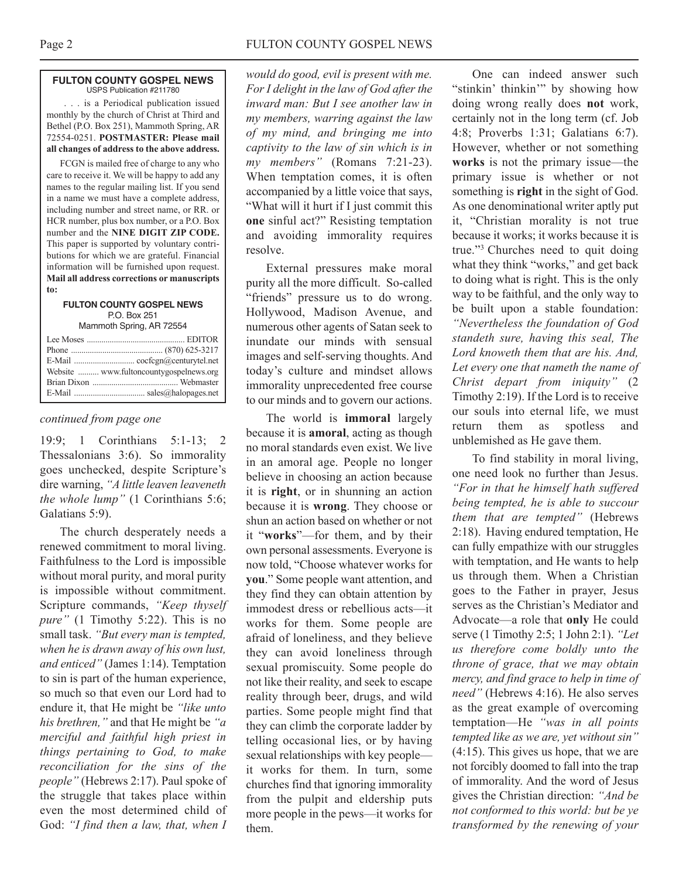**FULTON COUNTY GOSPEL NEWS**
USPS Publication #211780

. . . is a Periodical publication issued monthly by the church of Christ at Third and Bethel (P.O. Box 251), Mammoth Spring, AR 72554-0251. **POSTMASTER: Please mail all changes of address to the above address.**

FCGN is mailed free of charge to any who care to receive it. We will be happy to add any names to the regular mailing list. If you send in a name we must have a complete address, including number and street name, or RR. or HCR number, plus box number, or a P.O. Box number and the **NINE DIGIT ZIP CODE.** This paper is supported by voluntary contributions for which we are grateful. Financial information will be furnished upon request. **Mail all address corrections or manuscripts to:**

**FULTON COUNTY GOSPEL NEWS**
P.O. Box 251
Mammoth Spring, AR 72554

Lee Moses ............................................. EDITOR
Phone ........................................... (870) 625-3217
E-Mail ............................ cocfcgn@centurytel.net
Website .......... www.fultoncountygospelnews.org
Brian Dixon ........................................ Webmaster
E-Mail ................................. sales@halopages.net

*continued from page one*

19:9; 1 Corinthians 5:1-13; 2 Thessalonians 3:6). So immorality goes unchecked, despite Scripture's dire warning, *"A little leaven leaveneth the whole lump"* (1 Corinthians 5:6; Galatians 5:9).

The church desperately needs a renewed commitment to moral living. Faithfulness to the Lord is impossible without moral purity, and moral purity is impossible without commitment. Scripture commands, *"Keep thyself pure"* (1 Timothy 5:22). This is no small task. *"But every man is tempted, when he is drawn away of his own lust, and enticed"* (James 1:14). Temptation to sin is part of the human experience, so much so that even our Lord had to endure it, that He might be *"like unto his brethren,"* and that He might be *"a merciful and faithful high priest in things pertaining to God, to make reconciliation for the sins of the people"* (Hebrews 2:17). Paul spoke of the struggle that takes place within even the most determined child of God: *"I find then a law, that, when I would do good, evil is present with me. For I delight in the law of God after the inward man: But I see another law in my members, warring against the law of my mind, and bringing me into captivity to the law of sin which is in my members"* (Romans 7:21-23). When temptation comes, it is often accompanied by a little voice that says, "What will it hurt if I just commit this **one** sinful act?" Resisting temptation and avoiding immorality requires resolve.

External pressures make moral purity all the more difficult. So-called "friends" pressure us to do wrong. Hollywood, Madison Avenue, and numerous other agents of Satan seek to inundate our minds with sensual images and self-serving thoughts. And today's culture and mindset allows immorality unprecedented free course to our minds and to govern our actions.

The world is **immoral** largely because it is **amoral**, acting as though no moral standards even exist. We live in an amoral age. People no longer believe in choosing an action because it is **right**, or in shunning an action because it is **wrong**. They choose or shun an action based on whether or not it "**works**"—for them, and by their own personal assessments. Everyone is now told, "Choose whatever works for **you**." Some people want attention, and they find they can obtain attention by immodest dress or rebellious acts—it works for them. Some people are afraid of loneliness, and they believe they can avoid loneliness through sexual promiscuity. Some people do not like their reality, and seek to escape reality through beer, drugs, and wild parties. Some people might find that they can climb the corporate ladder by telling occasional lies, or by having sexual relationships with key people—it works for them. In turn, some churches find that ignoring immorality from the pulpit and eldership puts more people in the pews—it works for them.

One can indeed answer such "stinkin' thinkin'" by showing how doing wrong really does **not** work, certainly not in the long term (cf. Job 4:8; Proverbs 1:31; Galatians 6:7). However, whether or not something **works** is not the primary issue—the primary issue is whether or not something is **right** in the sight of God. As one denominational writer aptly put it, "Christian morality is not true because it works; it works because it is true."[3] Churches need to quit doing what they think "works," and get back to doing what is right. This is the only way to be faithful, and the only way to be built upon a stable foundation: *"Nevertheless the foundation of God standeth sure, having this seal, The Lord knoweth them that are his. And, Let every one that nameth the name of Christ depart from iniquity"* (2 Timothy 2:19). If the Lord is to receive our souls into eternal life, we must return them as spotless and unblemished as He gave them.

To find stability in moral living, one need look no further than Jesus. *"For in that he himself hath suffered being tempted, he is able to succour them that are tempted"* (Hebrews 2:18). Having endured temptation, He can fully empathize with our struggles with temptation, and He wants to help us through them. When a Christian goes to the Father in prayer, Jesus serves as the Christian's Mediator and Advocate—a role that **only** He could serve (1 Timothy 2:5; 1 John 2:1). *"Let us therefore come boldly unto the throne of grace, that we may obtain mercy, and find grace to help in time of need"* (Hebrews 4:16). He also serves as the great example of overcoming temptation—He *"was in all points tempted like as we are, yet without sin"* (4:15). This gives us hope, that we are not forcibly doomed to fall into the trap of immorality. And the word of Jesus gives the Christian direction: *"And be not conformed to this world: but be ye transformed by the renewing of your*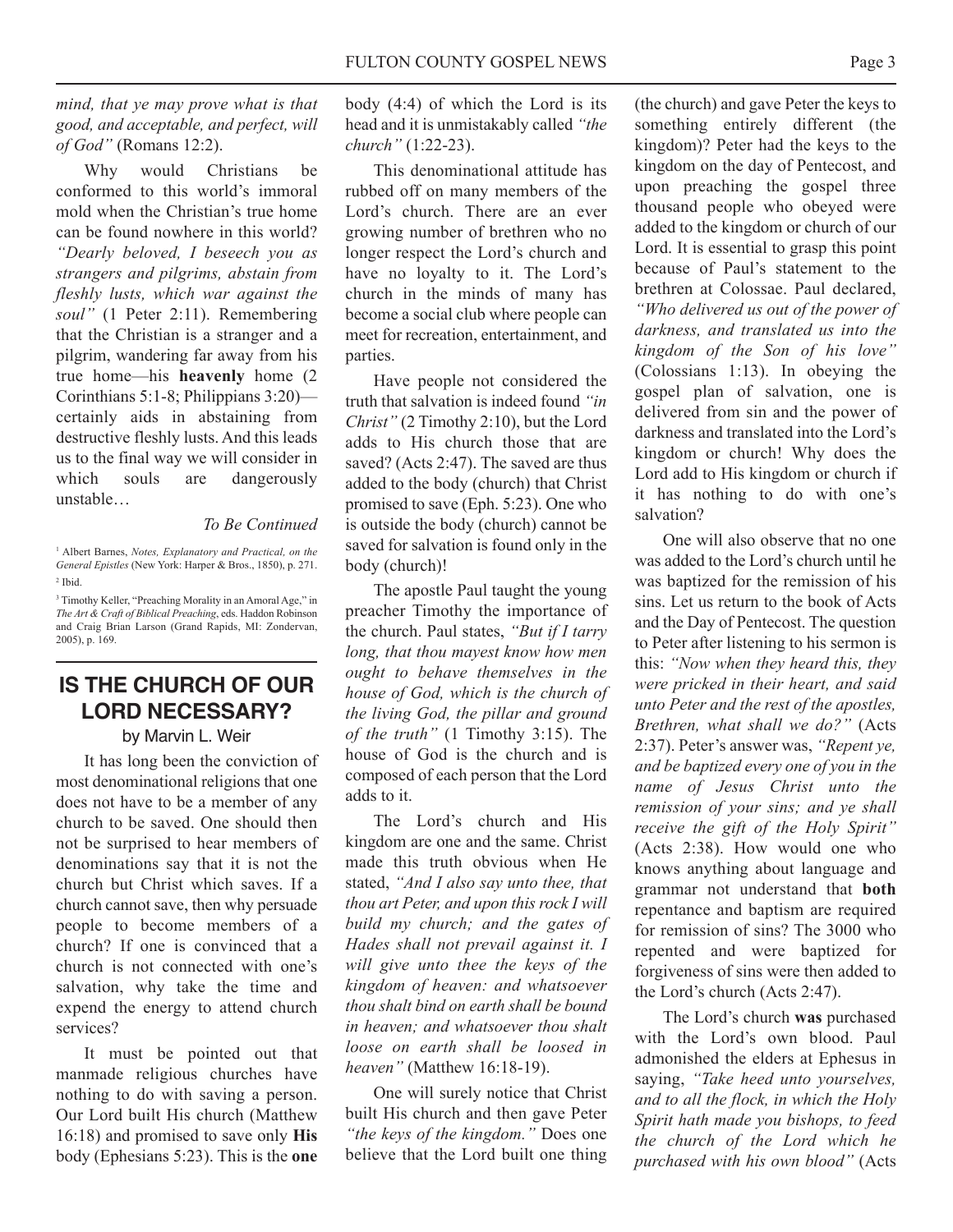*mind, that ye may prove what is that good, and acceptable, and perfect, will of God"* (Romans 12:2).

Why would Christians be conformed to this world's immoral mold when the Christian's true home can be found nowhere in this world? *"Dearly beloved, I beseech you as strangers and pilgrims, abstain from fleshly lusts, which war against the soul"* (1 Peter 2:11). Remembering that the Christian is a stranger and a pilgrim, wandering far away from his true home—his **heavenly** home (2 Corinthians 5:1-8; Philippians 3:20)—certainly aids in abstaining from destructive fleshly lusts. And this leads us to the final way we will consider in which souls are dangerously unstable…

*To Be Continued*

[1] Albert Barnes, *Notes, Explanatory and Practical, on the General Epistles* (New York: Harper & Bros., 1850), p. 271.

[2] Ibid.

[3] Timothy Keller, "Preaching Morality in an Amoral Age," in *The Art & Craft of Biblical Preaching*, eds. Haddon Robinson and Craig Brian Larson (Grand Rapids, MI: Zondervan, 2005), p. 169.

## IS THE CHURCH OF OUR LORD NECESSARY?

by Marvin L. Weir

It has long been the conviction of most denominational religions that one does not have to be a member of any church to be saved. One should then not be surprised to hear members of denominations say that it is not the church but Christ which saves. If a church cannot save, then why persuade people to become members of a church? If one is convinced that a church is not connected with one's salvation, why take the time and expend the energy to attend church services?

It must be pointed out that manmade religious churches have nothing to do with saving a person. Our Lord built His church (Matthew 16:18) and promised to save only **His** body (Ephesians 5:23). This is the **one** body (4:4) of which the Lord is its head and it is unmistakably called *"the church"* (1:22-23).

This denominational attitude has rubbed off on many members of the Lord's church. There are an ever growing number of brethren who no longer respect the Lord's church and have no loyalty to it. The Lord's church in the minds of many has become a social club where people can meet for recreation, entertainment, and parties.

Have people not considered the truth that salvation is indeed found *"in Christ"* (2 Timothy 2:10), but the Lord adds to His church those that are saved? (Acts 2:47). The saved are thus added to the body (church) that Christ promised to save (Eph. 5:23). One who is outside the body (church) cannot be saved for salvation is found only in the body (church)!

The apostle Paul taught the young preacher Timothy the importance of the church. Paul states, *"But if I tarry long, that thou mayest know how men ought to behave themselves in the house of God, which is the church of the living God, the pillar and ground of the truth"* (1 Timothy 3:15). The house of God is the church and is composed of each person that the Lord adds to it.

The Lord's church and His kingdom are one and the same. Christ made this truth obvious when He stated, *"And I also say unto thee, that thou art Peter, and upon this rock I will build my church; and the gates of Hades shall not prevail against it. I will give unto thee the keys of the kingdom of heaven: and whatsoever thou shalt bind on earth shall be bound in heaven; and whatsoever thou shalt loose on earth shall be loosed in heaven"* (Matthew 16:18-19).

One will surely notice that Christ built His church and then gave Peter *"the keys of the kingdom."* Does one believe that the Lord built one thing (the church) and gave Peter the keys to something entirely different (the kingdom)? Peter had the keys to the kingdom on the day of Pentecost, and upon preaching the gospel three thousand people who obeyed were added to the kingdom or church of our Lord. It is essential to grasp this point because of Paul's statement to the brethren at Colossae. Paul declared, *"Who delivered us out of the power of darkness, and translated us into the kingdom of the Son of his love"* (Colossians 1:13). In obeying the gospel plan of salvation, one is delivered from sin and the power of darkness and translated into the Lord's kingdom or church! Why does the Lord add to His kingdom or church if it has nothing to do with one's salvation?

One will also observe that no one was added to the Lord's church until he was baptized for the remission of his sins. Let us return to the book of Acts and the Day of Pentecost. The question to Peter after listening to his sermon is this: *"Now when they heard this, they were pricked in their heart, and said unto Peter and the rest of the apostles, Brethren, what shall we do?"* (Acts 2:37). Peter's answer was, *"Repent ye, and be baptized every one of you in the name of Jesus Christ unto the remission of your sins; and ye shall receive the gift of the Holy Spirit"* (Acts 2:38). How would one who knows anything about language and grammar not understand that **both** repentance and baptism are required for remission of sins? The 3000 who repented and were baptized for forgiveness of sins were then added to the Lord's church (Acts 2:47).

The Lord's church **was** purchased with the Lord's own blood. Paul admonished the elders at Ephesus in saying, *"Take heed unto yourselves, and to all the flock, in which the Holy Spirit hath made you bishops, to feed the church of the Lord which he purchased with his own blood"* (Acts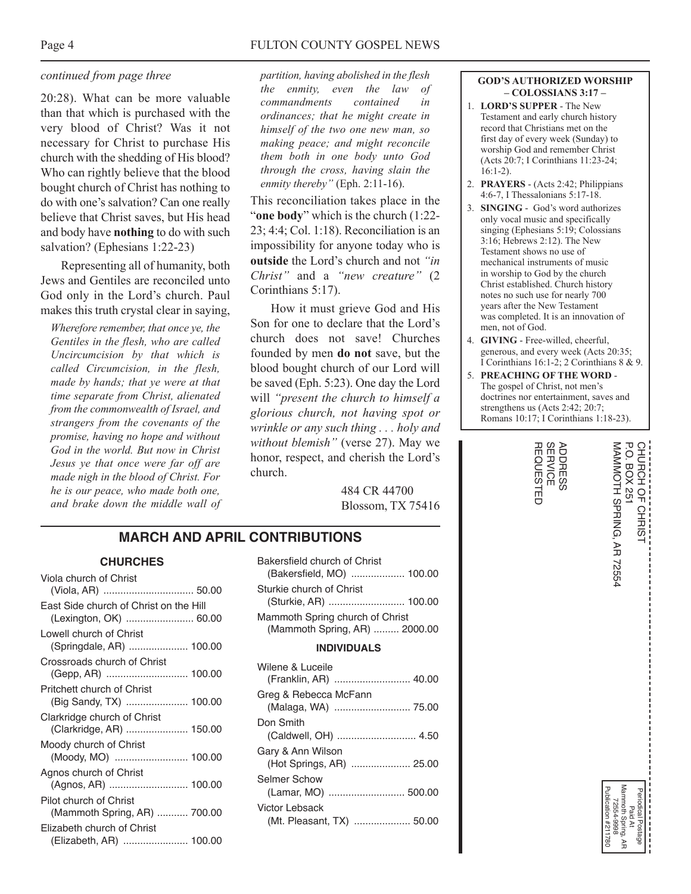*continued from page three*

20:28). What can be more valuable than that which is purchased with the very blood of Christ? Was it not necessary for Christ to purchase His church with the shedding of His blood? Who can rightly believe that the blood bought church of Christ has nothing to do with one's salvation? Can one really believe that Christ saves, but His head and body have **nothing** to do with such salvation? (Ephesians 1:22-23)

Representing all of humanity, both Jews and Gentiles are reconciled unto God only in the Lord's church. Paul makes this truth crystal clear in saying,

> *Wherefore remember, that once ye, the Gentiles in the flesh, who are called Uncircumcision by that which is called Circumcision, in the flesh, made by hands; that ye were at that time separate from Christ, alienated from the commonwealth of Israel, and strangers from the covenants of the promise, having no hope and without God in the world. But now in Christ Jesus ye that once were far off are made nigh in the blood of Christ. For he is our peace, who made both one, and brake down the middle wall of partition, having abolished in the flesh the enmity, even the law of commandments contained in ordinances; that he might create in himself of the two one new man, so making peace; and might reconcile them both in one body unto God through the cross, having slain the enmity thereby"* (Eph. 2:11-16).

This reconciliation takes place in the "**one body**" which is the church (1:22-23; 4:4; Col. 1:18). Reconciliation is an impossibility for anyone today who is **outside** the Lord's church and not *"in Christ"* and a *"new creature"* (2 Corinthians 5:17).

How it must grieve God and His Son for one to declare that the Lord's church does not save! Churches founded by men **do not** save, but the blood bought church of our Lord will be saved (Eph. 5:23). One day the Lord will *"present the church to himself a glorious church, not having spot or wrinkle or any such thing . . . holy and without blemish"* (verse 27). May we honor, respect, and cherish the Lord's church.

484 CR 44700
Blossom, TX 75416

**GOD'S AUTHORIZED WORSHIP – COLOSSIANS 3:17 –**

1. **LORD'S SUPPER** - The New Testament and early church history record that Christians met on the first day of every week (Sunday) to worship God and remember Christ (Acts 20:7; I Corinthians 11:23-24; 16:1-2).
2. **PRAYERS** - (Acts 2:42; Philippians 4:6-7, I Thessalonians 5:17-18.
3. **SINGING** - God's word authorizes only vocal music and specifically singing (Ephesians 5:19; Colossians 3:16; Hebrews 2:12). The New Testament shows no use of mechanical instruments of music in worship to God by the church Christ established. Church history notes no such use for nearly 700 years after the New Testament was completed. It is an innovation of men, not of God.
4. **GIVING** - Free-willed, cheerful, generous, and every week (Acts 20:35; I Corinthians 16:1-2; 2 Corinthians 8 & 9.
5. **PREACHING OF THE WORD** - The gospel of Christ, not men's doctrines nor entertainment, saves and strengthens us (Acts 2:42; 20:7; Romans 10:17; I Corinthians 1:18-23).

CHURCH OF CHRIST
P.O. BOX 251
MAMMOTH SPRING, AR 72554

ADDRESS
SERVICE
REQUESTED

Periodical Postage
Paid At
Mammoth Spring, AR
72554-9998
Publication #211780

## MARCH AND APRIL CONTRIBUTIONS

### CHURCHES

Viola church of Christ (Viola, AR) .......... 50.00
East Side church of Christ on the Hill (Lexington, OK) .......... 60.00
Lowell church of Christ (Springdale, AR) .......... 100.00
Crossroads church of Christ (Gepp, AR) .......... 100.00
Pritchett church of Christ (Big Sandy, TX) .......... 100.00
Clarkridge church of Christ (Clarkridge, AR) .......... 150.00
Moody church of Christ (Moody, MO) .......... 100.00
Agnos church of Christ (Agnos, AR) .......... 100.00
Pilot church of Christ (Mammoth Spring, AR) .......... 700.00
Elizabeth church of Christ (Elizabeth, AR) .......... 100.00
Bakersfield church of Christ (Bakersfield, MO) .......... 100.00
Sturkie church of Christ (Sturkie, AR) .......... 100.00
Mammoth Spring church of Christ (Mammoth Spring, AR) .......... 2000.00

### INDIVIDUALS

Wilene & Luceile (Franklin, AR) .......... 40.00
Greg & Rebecca McFann (Malaga, WA) .......... 75.00
Don Smith (Caldwell, OH) .......... 4.50
Gary & Ann Wilson (Hot Springs, AR) .......... 25.00
Selmer Schow (Lamar, MO) .......... 500.00
Victor Lebsack (Mt. Pleasant, TX) .......... 50.00